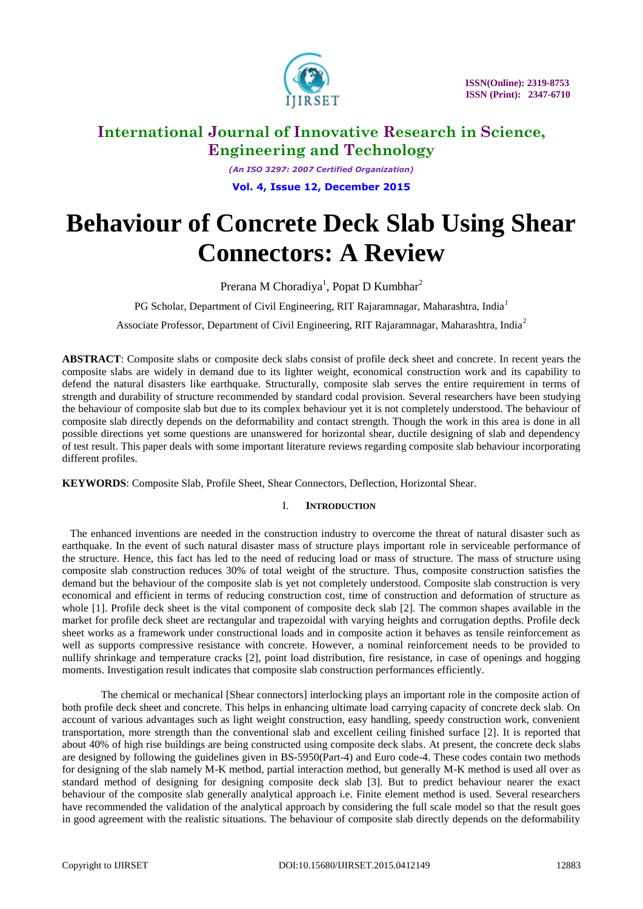# Behaviour of Concrete Deck Slab Using Shear Connectors: A Review

Prerana M Choradiya[1], Popat D Kumbhar[2]

PG Scholar, Department of Civil Engineering, RIT Rajaramnagar, Maharashtra, India[1]

Associate Professor, Department of Civil Engineering, RIT Rajaramnagar, Maharashtra, India[2]

**ABSTRACT**: Composite slabs or composite deck slabs consist of profile deck sheet and concrete. In recent years the composite slabs are widely in demand due to its lighter weight, economical construction work and its capability to defend the natural disasters like earthquake. Structurally, composite slab serves the entire requirement in terms of strength and durability of structure recommended by standard codal provision. Several researchers have been studying the behaviour of composite slab but due to its complex behaviour yet it is not completely understood. The behaviour of composite slab directly depends on the deformability and contact strength. Though the work in this area is done in all possible directions yet some questions are unanswered for horizontal shear, ductile designing of slab and dependency of test result. This paper deals with some important literature reviews regarding composite slab behaviour incorporating different profiles.

**KEYWORDS**: Composite Slab, Profile Sheet, Shear Connectors, Deflection, Horizontal Shear.

## I. INTRODUCTION

The enhanced inventions are needed in the construction industry to overcome the threat of natural disaster such as earthquake. In the event of such natural disaster mass of structure plays important role in serviceable performance of the structure. Hence, this fact has led to the need of reducing load or mass of structure. The mass of structure using composite slab construction reduces 30% of total weight of the structure. Thus, composite construction satisfies the demand but the behaviour of the composite slab is yet not completely understood. Composite slab construction is very economical and efficient in terms of reducing construction cost, time of construction and deformation of structure as whole [1]. Profile deck sheet is the vital component of composite deck slab [2]. The common shapes available in the market for profile deck sheet are rectangular and trapezoidal with varying heights and corrugation depths. Profile deck sheet works as a framework under constructional loads and in composite action it behaves as tensile reinforcement as well as supports compressive resistance with concrete. However, a nominal reinforcement needs to be provided to nullify shrinkage and temperature cracks [2], point load distribution, fire resistance, in case of openings and hogging moments. Investigation result indicates that composite slab construction performances efficiently.

The chemical or mechanical [Shear connectors] interlocking plays an important role in the composite action of both profile deck sheet and concrete. This helps in enhancing ultimate load carrying capacity of concrete deck slab. On account of various advantages such as light weight construction, easy handling, speedy construction work, convenient transportation, more strength than the conventional slab and excellent ceiling finished surface [2]. It is reported that about 40% of high rise buildings are being constructed using composite deck slabs. At present, the concrete deck slabs are designed by following the guidelines given in BS-5950(Part-4) and Euro code-4. These codes contain two methods for designing of the slab namely M-K method, partial interaction method, but generally M-K method is used all over as standard method of designing for designing composite deck slab [3]. But to predict behaviour nearer the exact behaviour of the composite slab generally analytical approach i.e. Finite element method is used. Several researchers have recommended the validation of the analytical approach by considering the full scale model so that the result goes in good agreement with the realistic situations. The behaviour of composite slab directly depends on the deformability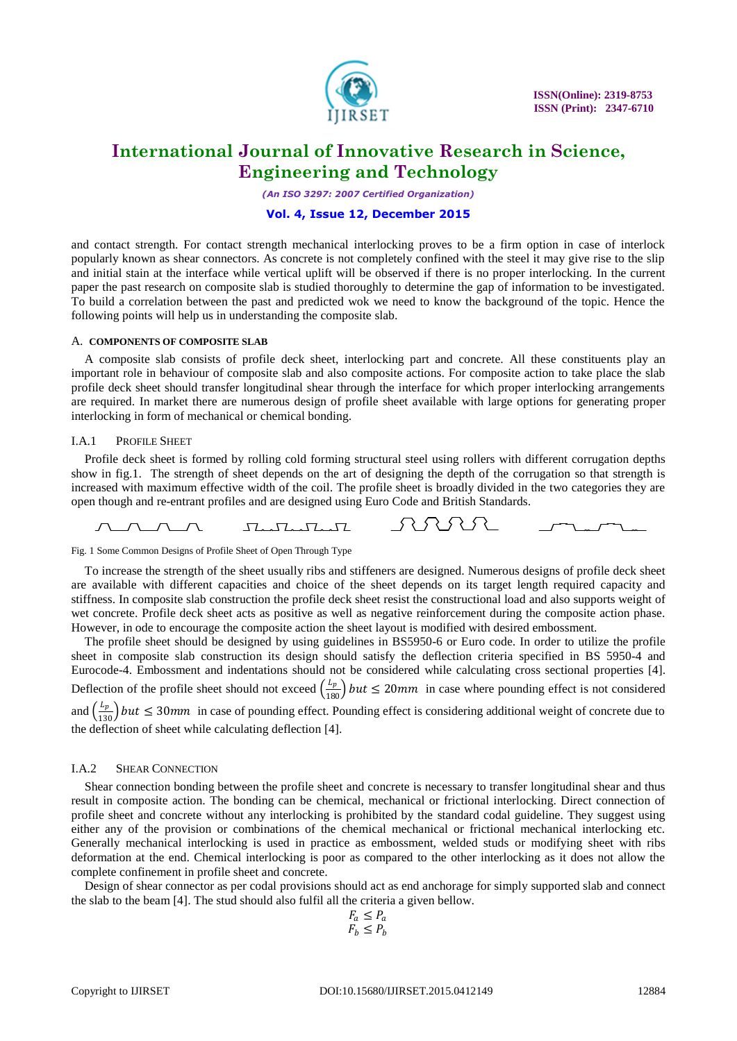and contact strength. For contact strength mechanical interlocking proves to be a firm option in case of interlock popularly known as shear connectors. As concrete is not completely confined with the steel it may give rise to the slip and initial stain at the interface while vertical uplift will be observed if there is no proper interlocking. In the current paper the past research on composite slab is studied thoroughly to determine the gap of information to be investigated. To build a correlation between the past and predicted wok we need to know the background of the topic. Hence the following points will help us in understanding the composite slab.

## A. COMPONENTS OF COMPOSITE SLAB

A composite slab consists of profile deck sheet, interlocking part and concrete. All these constituents play an important role in behaviour of composite slab and also composite actions. For composite action to take place the slab profile deck sheet should transfer longitudinal shear through the interface for which proper interlocking arrangements are required. In market there are numerous design of profile sheet available with large options for generating proper interlocking in form of mechanical or chemical bonding.

### I.A.1 PROFILE SHEET

Profile deck sheet is formed by rolling cold forming structural steel using rollers with different corrugation depths show in fig.1. The strength of sheet depends on the art of designing the depth of the corrugation so that strength is increased with maximum effective width of the coil. The profile sheet is broadly divided in the two categories they are open though and re-entrant profiles and are designed using Euro Code and British Standards.

Fig. 1 Some Common Designs of Profile Sheet of Open Through Type

To increase the strength of the sheet usually ribs and stiffeners are designed. Numerous designs of profile deck sheet are available with different capacities and choice of the sheet depends on its target length required capacity and stiffness. In composite slab construction the profile deck sheet resist the constructional load and also supports weight of wet concrete. Profile deck sheet acts as positive as well as negative reinforcement during the composite action phase. However, in ode to encourage the composite action the sheet layout is modified with desired embossment.

The profile sheet should be designed by using guidelines in BS5950-6 or Euro code. In order to utilize the profile sheet in composite slab construction its design should satisfy the deflection criteria specified in BS 5950-4 and Eurocode-4. Embossment and indentations should not be considered while calculating cross sectional properties [4]. Deflection of the profile sheet should not exceed $\left(\frac{L_p}{180}\right) but \leq 20mm$ in case where pounding effect is not considered and $\left(\frac{L_p}{130}\right) but \leq 30mm$ in case of pounding effect. Pounding effect is considering additional weight of concrete due to the deflection of sheet while calculating deflection [4].

### I.A.2 SHEAR CONNECTION

Shear connection bonding between the profile sheet and concrete is necessary to transfer longitudinal shear and thus result in composite action. The bonding can be chemical, mechanical or frictional interlocking. Direct connection of profile sheet and concrete without any interlocking is prohibited by the standard codal guideline. They suggest using either any of the provision or combinations of the chemical mechanical or frictional mechanical interlocking etc. Generally mechanical interlocking is used in practice as embossment, welded studs or modifying sheet with ribs deformation at the end. Chemical interlocking is poor as compared to the other interlocking as it does not allow the complete confinement in profile sheet and concrete.

Design of shear connector as per codal provisions should act as end anchorage for simply supported slab and connect the slab to the beam [4]. The stud should also fulfil all the criteria a given bellow.

$$F_a \leq P_a$$
$$F_b \leq P_b$$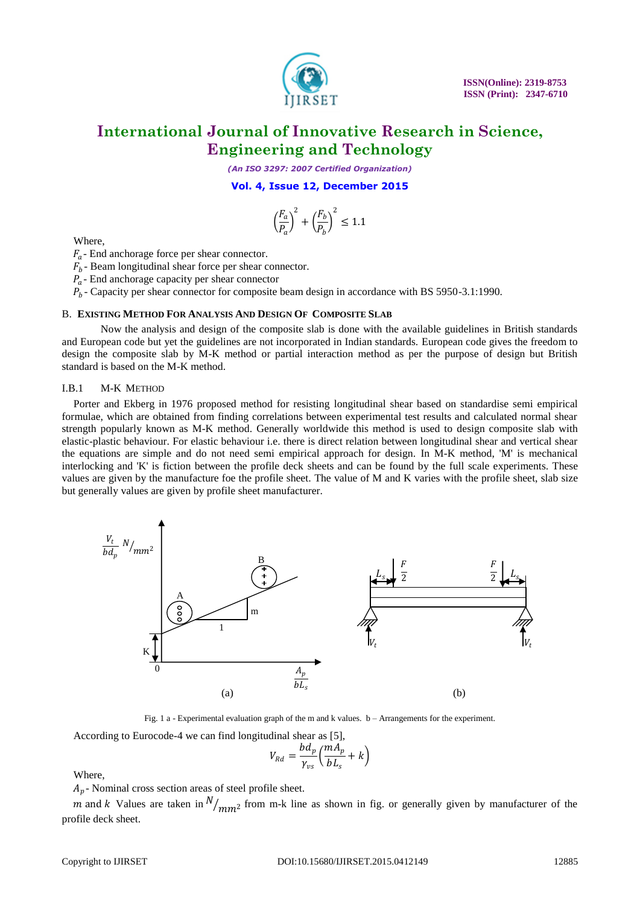$$\left(\frac{F_a}{P_a}\right)^2 + \left(\frac{F_b}{P_b}\right)^2 \leq 1.1$$

Where,

$F_a$ - End anchorage force per shear connector.
$F_b$ - Beam longitudinal shear force per shear connector.
$P_a$ - End anchorage capacity per shear connector
$P_b$ - Capacity per shear connector for composite beam design in accordance with BS 5950-3.1:1990.

### B. EXISTING METHOD FOR ANALYSIS AND DESIGN OF COMPOSITE SLAB

Now the analysis and design of the composite slab is done with the available guidelines in British standards and European code but yet the guidelines are not incorporated in Indian standards. European code gives the freedom to design the composite slab by M-K method or partial interaction method as per the purpose of design but British standard is based on the M-K method.

#### I.B.1 M-K METHOD

Porter and Ekberg in 1976 proposed method for resisting longitudinal shear based on standardise semi empirical formulae, which are obtained from finding correlations between experimental test results and calculated normal shear strength popularly known as M-K method. Generally worldwide this method is used to design composite slab with elastic-plastic behaviour. For elastic behaviour i.e. there is direct relation between longitudinal shear and vertical shear the equations are simple and do not need semi empirical approach for design. In M-K method, 'M' is mechanical interlocking and 'K' is fiction between the profile deck sheets and can be found by the full scale experiments. These values are given by the manufacture foe the profile sheet. The value of M and K varies with the profile sheet, slab size but generally values are given by profile sheet manufacturer.

Fig. 1 a - Experimental evaluation graph of the m and k values. b – Arrangements for the experiment.

According to Eurocode-4 we can find longitudinal shear as [5],

$$V_{Rd} = \frac{bd_p}{\gamma_{vs}}\left(\frac{mA_p}{bL_s} + k\right)$$

Where,

$A_p$ - Nominal cross section areas of steel profile sheet.

$m$ and $k$ Values are taken in $N/_{mm^2}$ from m-k line as shown in fig. or generally given by manufacturer of the profile deck sheet.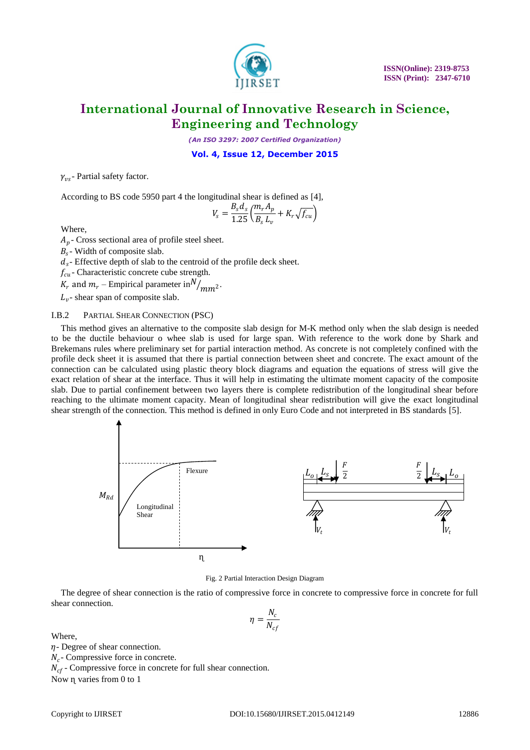$\gamma_{vs}$- Partial safety factor.

According to BS code 5950 part 4 the longitudinal shear is defined as [4],

$$V_s = \frac{B_s d_s}{1.25}\left(\frac{m_r A_p}{B_s L_v} + K_r\sqrt{f_{cu}}\right)$$

Where,
$A_p$- Cross sectional area of profile steel sheet.
$B_s$- Width of composite slab.
$d_s$- Effective depth of slab to the centroid of the profile deck sheet.
$f_{cu}$- Characteristic concrete cube strength.
$K_r$ and $m_r$ – Empirical parameter in$^{N}/_{mm^2}$.
$L_v$- shear span of composite slab.

### I.B.2 PARTIAL SHEAR CONNECTION (PSC)

This method gives an alternative to the composite slab design for M-K method only when the slab design is needed to be the ductile behaviour o whee slab is used for large span. With reference to the work done by Shark and Brekemans rules where preliminary set for partial interaction method. As concrete is not completely confined with the profile deck sheet it is assumed that there is partial connection between sheet and concrete. The exact amount of the connection can be calculated using plastic theory block diagrams and equation the equations of stress will give the exact relation of shear at the interface. Thus it will help in estimating the ultimate moment capacity of the composite slab. Due to partial confinement between two layers there is complete redistribution of the longitudinal shear before reaching to the ultimate moment capacity. Mean of longitudinal shear redistribution will give the exact longitudinal shear strength of the connection. This method is defined in only Euro Code and not interpreted in BS standards [5].

Fig. 2 Partial Interaction Design Diagram

The degree of shear connection is the ratio of compressive force in concrete to compressive force in concrete for full shear connection.

$$\eta = \frac{N_c}{N_{cf}}$$

Where,
$\eta$- Degree of shear connection.
$N_c$- Compressive force in concrete.
$N_{cf}$- Compressive force in concrete for full shear connection.
Now $\eta$ varies from 0 to 1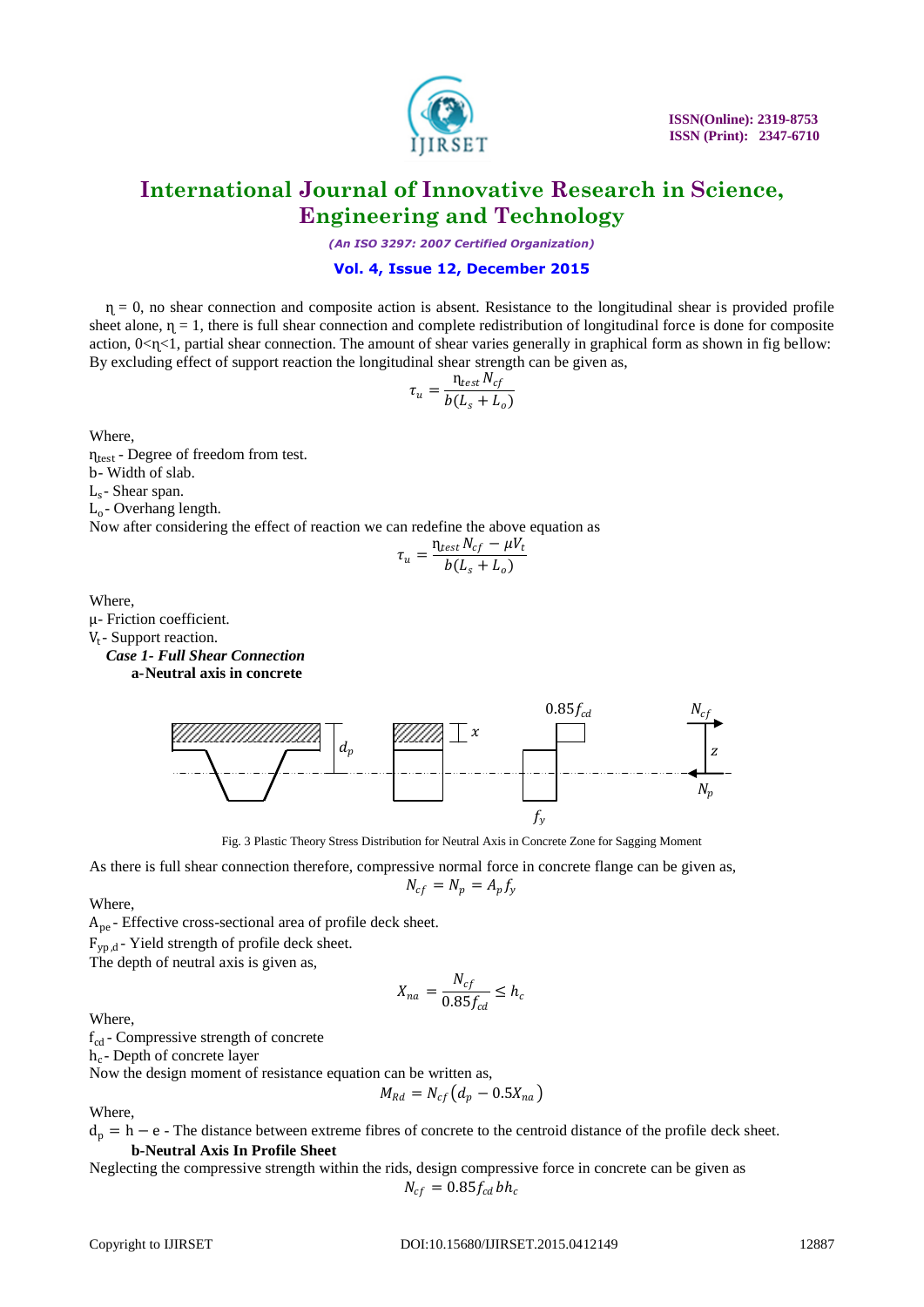$\eta = 0$, no shear connection and composite action is absent. Resistance to the longitudinal shear is provided profile sheet alone, $\eta = 1$, there is full shear connection and complete redistribution of longitudinal force is done for composite action, $0<\eta<1$, partial shear connection. The amount of shear varies generally in graphical form as shown in fig bellow: By excluding effect of support reaction the longitudinal shear strength can be given as,

$$\tau_u = \frac{\eta_{test} N_{cf}}{b(L_s + L_o)}$$

Where,
$\eta_{test}$ - Degree of freedom from test.
b- Width of slab.
$L_s$- Shear span.
$L_o$- Overhang length.
Now after considering the effect of reaction we can redefine the above equation as

$$\tau_u = \frac{\eta_{test} N_{cf} - \mu V_t}{b(L_s + L_o)}$$

Where,
μ- Friction coefficient.
$V_t$- Support reaction.

***Case 1- Full Shear Connection***

**a-Neutral axis in concrete**

Fig. 3 Plastic Theory Stress Distribution for Neutral Axis in Concrete Zone for Sagging Moment

As there is full shear connection therefore, compressive normal force in concrete flange can be given as,

$$N_{cf} = N_p = A_p f_y$$

Where,
$A_{pe}$ - Effective cross-sectional area of profile deck sheet.
$F_{yp,d}$ - Yield strength of profile deck sheet.
The depth of neutral axis is given as,

$$X_{na} = \frac{N_{cf}}{0.85 f_{cd}} \leq h_c$$

Where,
$f_{cd}$ - Compressive strength of concrete
$h_c$ - Depth of concrete layer
Now the design moment of resistance equation can be written as,

$$M_{Rd} = N_{cf}\left(d_p - 0.5X_{na}\right)$$

Where,
$d_p = h - e$ - The distance between extreme fibres of concrete to the centroid distance of the profile deck sheet.

**b-Neutral Axis In Profile Sheet**

Neglecting the compressive strength within the rids, design compressive force in concrete can be given as

$$N_{cf} = 0.85 f_{cd} b h_c$$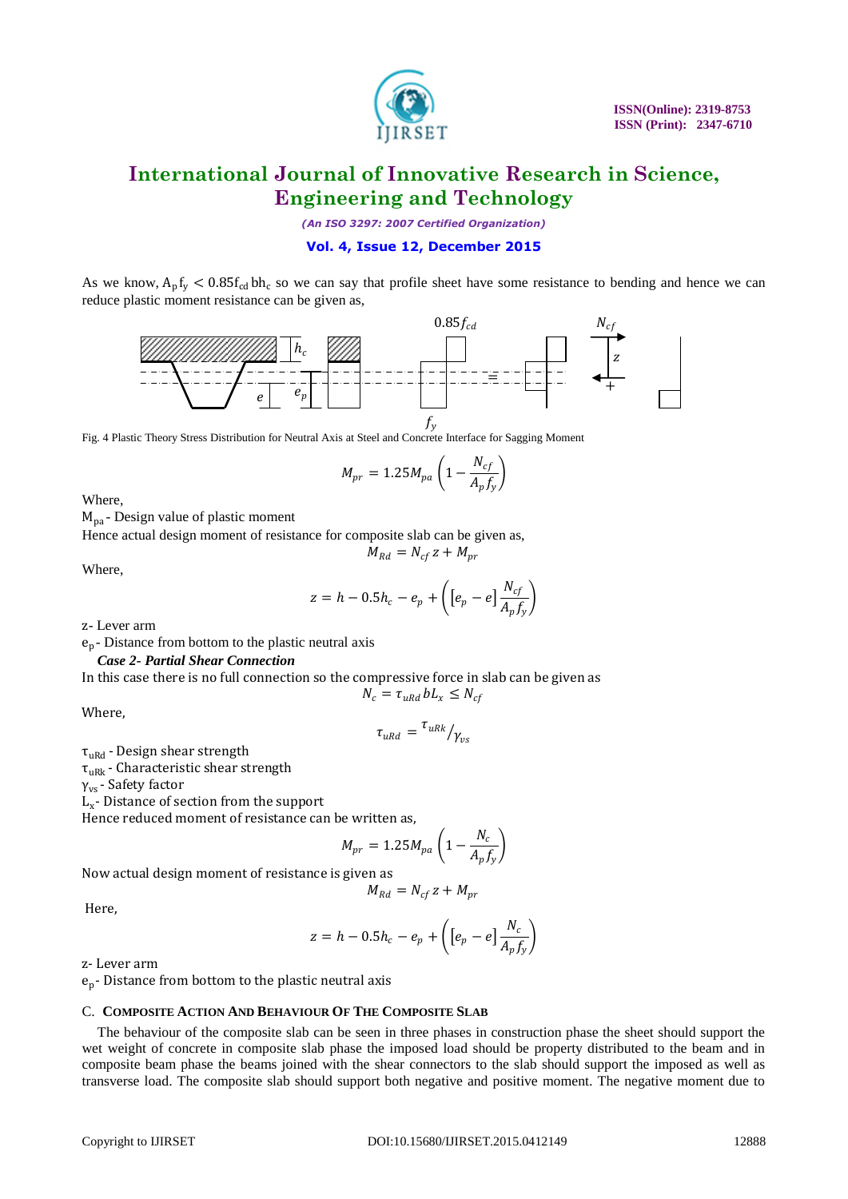As we know, $A_p f_y < 0.85 f_{cd} b h_c$ so we can say that profile sheet have some resistance to bending and hence we can reduce plastic moment resistance can be given as,

Fig. 4 Plastic Theory Stress Distribution for Neutral Axis at Steel and Concrete Interface for Sagging Moment

$$M_{pr} = 1.25 M_{pa} \left(1 - \frac{N_{cf}}{A_p f_y}\right)$$

Where,

$M_{pa}$ - Design value of plastic moment

Hence actual design moment of resistance for composite slab can be given as,

$$M_{Rd} = N_{cf} z + M_{pr}$$

Where,

$$z = h - 0.5h_c - e_p + \left(\left[e_p - e\right] \frac{N_{cf}}{A_p f_y}\right)$$

z- Lever arm

$e_p$- Distance from bottom to the plastic neutral axis

***Case 2- Partial Shear Connection***

In this case there is no full connection so the compressive force in slab can be given as

$$N_c = \tau_{uRd} b L_x \leq N_{cf}$$

Where,

$$\tau_{uRd} = {\tau_{uRk}}/{\gamma_{vs}}$$

$\tau_{uRd}$ - Design shear strength

$\tau_{uRk}$ - Characteristic shear strength

$\gamma_{vs}$ - Safety factor

$L_x$- Distance of section from the support

Hence reduced moment of resistance can be written as,

$$M_{pr} = 1.25 M_{pa} \left(1 - \frac{N_c}{A_p f_y}\right)$$

Now actual design moment of resistance is given as

$$M_{Rd} = N_{cf} z + M_{pr}$$

Here,

$$z = h - 0.5h_c - e_p + \left(\left[e_p - e\right] \frac{N_c}{A_p f_y}\right)$$

z- Lever arm

$e_p$- Distance from bottom to the plastic neutral axis

### C. Composite Action And Behaviour Of The Composite Slab

The behaviour of the composite slab can be seen in three phases in construction phase the sheet should support the wet weight of concrete in composite slab phase the imposed load should be property distributed to the beam and in composite beam phase the beams joined with the shear connectors to the slab should support the imposed as well as transverse load. The composite slab should support both negative and positive moment. The negative moment due to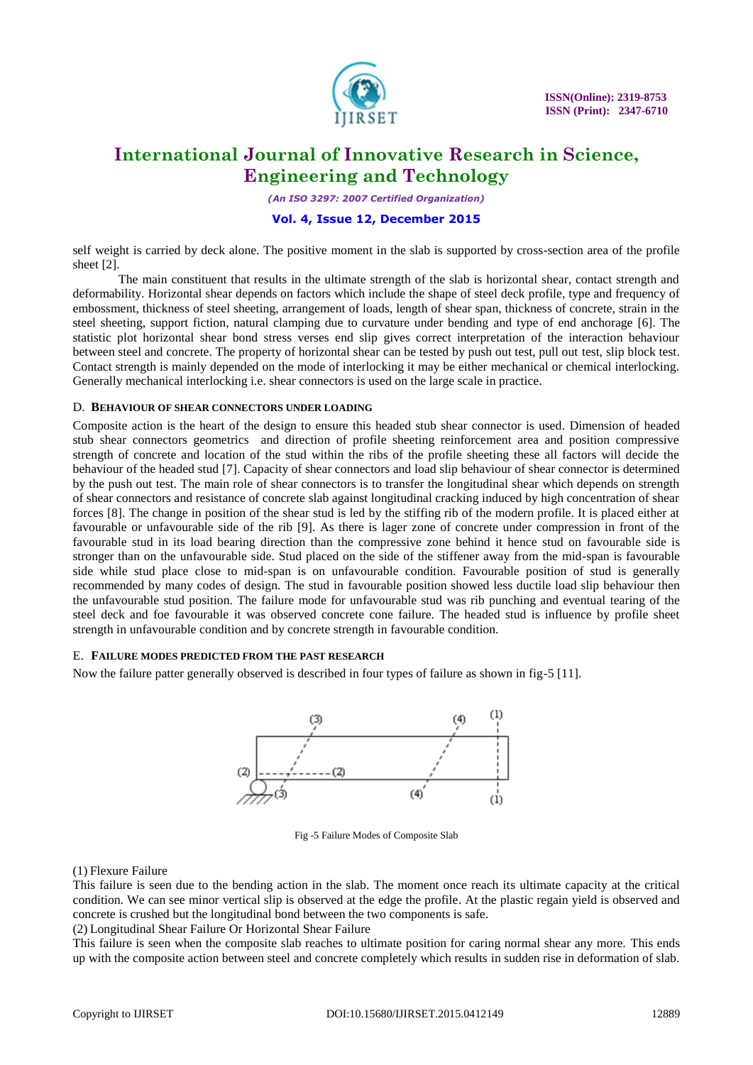self weight is carried by deck alone. The positive moment in the slab is supported by cross-section area of the profile sheet [2].

The main constituent that results in the ultimate strength of the slab is horizontal shear, contact strength and deformability. Horizontal shear depends on factors which include the shape of steel deck profile, type and frequency of embossment, thickness of steel sheeting, arrangement of loads, length of shear span, thickness of concrete, strain in the steel sheeting, support fiction, natural clamping due to curvature under bending and type of end anchorage [6]. The statistic plot horizontal shear bond stress verses end slip gives correct interpretation of the interaction behaviour between steel and concrete. The property of horizontal shear can be tested by push out test, pull out test, slip block test. Contact strength is mainly depended on the mode of interlocking it may be either mechanical or chemical interlocking. Generally mechanical interlocking i.e. shear connectors is used on the large scale in practice.

### D. BEHAVIOUR OF SHEAR CONNECTORS UNDER LOADING

Composite action is the heart of the design to ensure this headed stub shear connector is used. Dimension of headed stub shear connectors geometrics and direction of profile sheeting reinforcement area and position compressive strength of concrete and location of the stud within the ribs of the profile sheeting these all factors will decide the behaviour of the headed stud [7]. Capacity of shear connectors and load slip behaviour of shear connector is determined by the push out test. The main role of shear connectors is to transfer the longitudinal shear which depends on strength of shear connectors and resistance of concrete slab against longitudinal cracking induced by high concentration of shear forces [8]. The change in position of the shear stud is led by the stiffing rib of the modern profile. It is placed either at favourable or unfavourable side of the rib [9]. As there is lager zone of concrete under compression in front of the favourable stud in its load bearing direction than the compressive zone behind it hence stud on favourable side is stronger than on the unfavourable side. Stud placed on the side of the stiffener away from the mid-span is favourable side while stud place close to mid-span is on unfavourable condition. Favourable position of stud is generally recommended by many codes of design. The stud in favourable position showed less ductile load slip behaviour then the unfavourable stud position. The failure mode for unfavourable stud was rib punching and eventual tearing of the steel deck and foe favourable it was observed concrete cone failure. The headed stud is influence by profile sheet strength in unfavourable condition and by concrete strength in favourable condition.

### E. FAILURE MODES PREDICTED FROM THE PAST RESEARCH

Now the failure patter generally observed is described in four types of failure as shown in fig-5 [11].

Fig -5 Failure Modes of Composite Slab

(1) Flexure Failure

This failure is seen due to the bending action in the slab. The moment once reach its ultimate capacity at the critical condition. We can see minor vertical slip is observed at the edge the profile. At the plastic regain yield is observed and concrete is crushed but the longitudinal bond between the two components is safe.

(2) Longitudinal Shear Failure Or Horizontal Shear Failure

This failure is seen when the composite slab reaches to ultimate position for caring normal shear any more. This ends up with the composite action between steel and concrete completely which results in sudden rise in deformation of slab.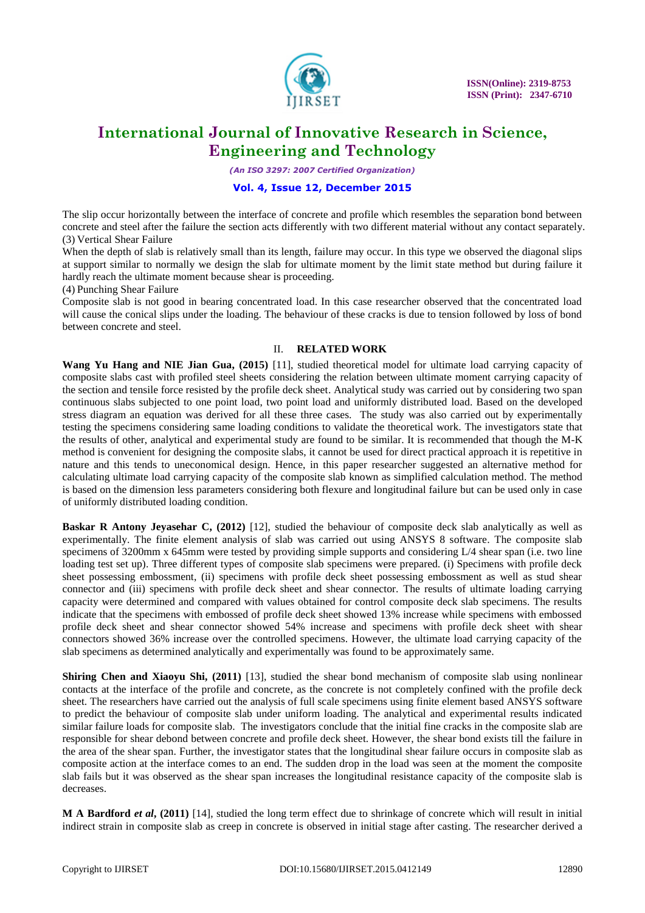The slip occur horizontally between the interface of concrete and profile which resembles the separation bond between concrete and steel after the failure the section acts differently with two different material without any contact separately.

(3) Vertical Shear Failure

When the depth of slab is relatively small than its length, failure may occur. In this type we observed the diagonal slips at support similar to normally we design the slab for ultimate moment by the limit state method but during failure it hardly reach the ultimate moment because shear is proceeding.

(4) Punching Shear Failure

Composite slab is not good in bearing concentrated load. In this case researcher observed that the concentrated load will cause the conical slips under the loading. The behaviour of these cracks is due to tension followed by loss of bond between concrete and steel.

## II. RELATED WORK

**Wang Yu Hang and NIE Jian Gua, (2015)** [11], studied theoretical model for ultimate load carrying capacity of composite slabs cast with profiled steel sheets considering the relation between ultimate moment carrying capacity of the section and tensile force resisted by the profile deck sheet. Analytical study was carried out by considering two span continuous slabs subjected to one point load, two point load and uniformly distributed load. Based on the developed stress diagram an equation was derived for all these three cases. The study was also carried out by experimentally testing the specimens considering same loading conditions to validate the theoretical work. The investigators state that the results of other, analytical and experimental study are found to be similar. It is recommended that though the M-K method is convenient for designing the composite slabs, it cannot be used for direct practical approach it is repetitive in nature and this tends to uneconomical design. Hence, in this paper researcher suggested an alternative method for calculating ultimate load carrying capacity of the composite slab known as simplified calculation method. The method is based on the dimension less parameters considering both flexure and longitudinal failure but can be used only in case of uniformly distributed loading condition.

**Baskar R Antony Jeyasehar C, (2012)** [12], studied the behaviour of composite deck slab analytically as well as experimentally. The finite element analysis of slab was carried out using ANSYS 8 software. The composite slab specimens of 3200mm x 645mm were tested by providing simple supports and considering L/4 shear span (i.e. two line loading test set up). Three different types of composite slab specimens were prepared. (i) Specimens with profile deck sheet possessing embossment, (ii) specimens with profile deck sheet possessing embossment as well as stud shear connector and (iii) specimens with profile deck sheet and shear connector. The results of ultimate loading carrying capacity were determined and compared with values obtained for control composite deck slab specimens. The results indicate that the specimens with embossed of profile deck sheet showed 13% increase while specimens with embossed profile deck sheet and shear connector showed 54% increase and specimens with profile deck sheet with shear connectors showed 36% increase over the controlled specimens. However, the ultimate load carrying capacity of the slab specimens as determined analytically and experimentally was found to be approximately same.

**Shiring Chen and Xiaoyu Shi, (2011)** [13], studied the shear bond mechanism of composite slab using nonlinear contacts at the interface of the profile and concrete, as the concrete is not completely confined with the profile deck sheet. The researchers have carried out the analysis of full scale specimens using finite element based ANSYS software to predict the behaviour of composite slab under uniform loading. The analytical and experimental results indicated similar failure loads for composite slab. The investigators conclude that the initial fine cracks in the composite slab are responsible for shear debond between concrete and profile deck sheet. However, the shear bond exists till the failure in the area of the shear span. Further, the investigator states that the longitudinal shear failure occurs in composite slab as composite action at the interface comes to an end. The sudden drop in the load was seen at the moment the composite slab fails but it was observed as the shear span increases the longitudinal resistance capacity of the composite slab is decreases.

**M A Bardford *et al*, (2011)** [14], studied the long term effect due to shrinkage of concrete which will result in initial indirect strain in composite slab as creep in concrete is observed in initial stage after casting. The researcher derived a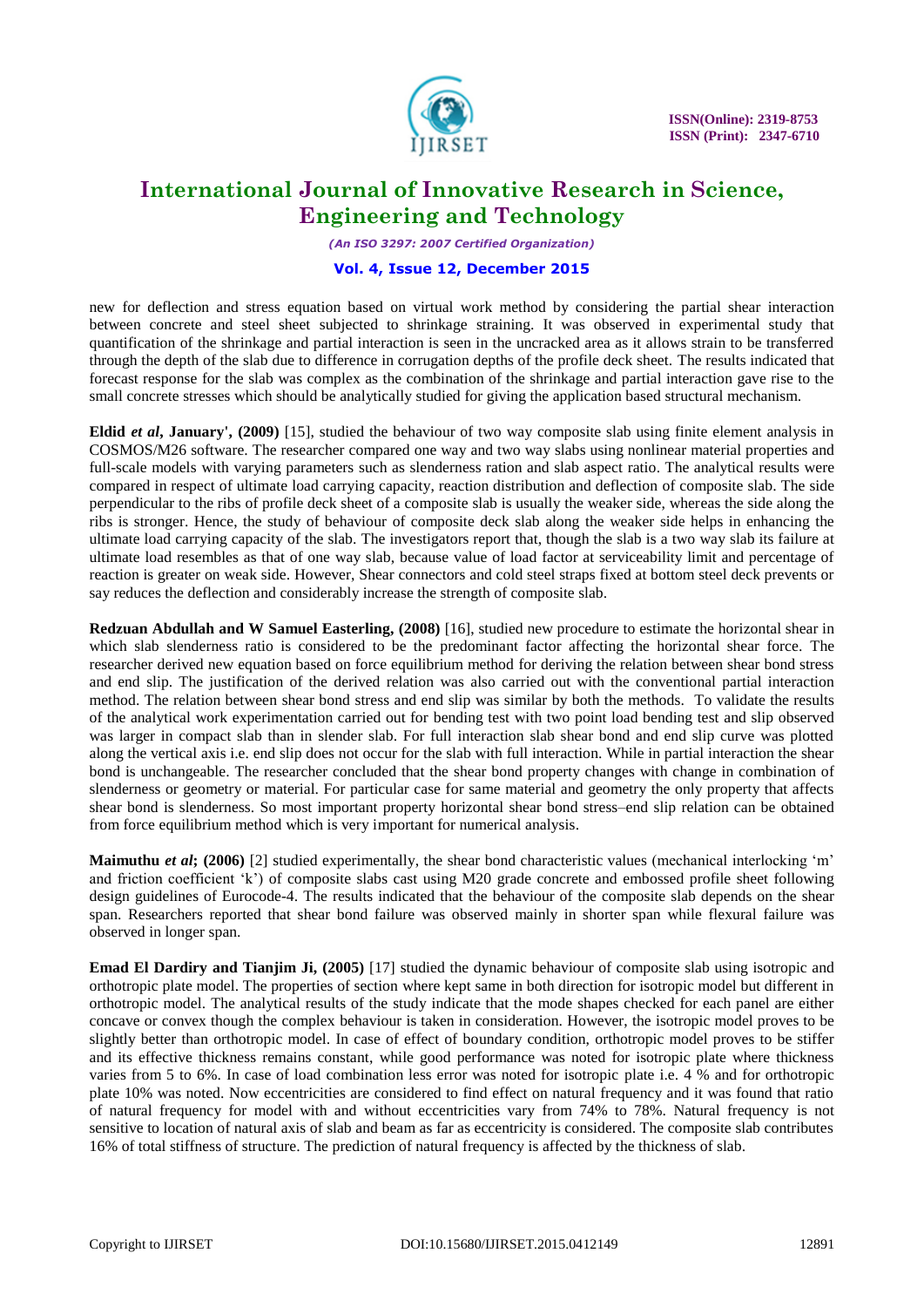new for deflection and stress equation based on virtual work method by considering the partial shear interaction between concrete and steel sheet subjected to shrinkage straining. It was observed in experimental study that quantification of the shrinkage and partial interaction is seen in the uncracked area as it allows strain to be transferred through the depth of the slab due to difference in corrugation depths of the profile deck sheet. The results indicated that forecast response for the slab was complex as the combination of the shrinkage and partial interaction gave rise to the small concrete stresses which should be analytically studied for giving the application based structural mechanism.

**Eldid *et al*, January', (2009)** [15], studied the behaviour of two way composite slab using finite element analysis in COSMOS/M26 software. The researcher compared one way and two way slabs using nonlinear material properties and full-scale models with varying parameters such as slenderness ration and slab aspect ratio. The analytical results were compared in respect of ultimate load carrying capacity, reaction distribution and deflection of composite slab. The side perpendicular to the ribs of profile deck sheet of a composite slab is usually the weaker side, whereas the side along the ribs is stronger. Hence, the study of behaviour of composite deck slab along the weaker side helps in enhancing the ultimate load carrying capacity of the slab. The investigators report that, though the slab is a two way slab its failure at ultimate load resembles as that of one way slab, because value of load factor at serviceability limit and percentage of reaction is greater on weak side. However, Shear connectors and cold steel straps fixed at bottom steel deck prevents or say reduces the deflection and considerably increase the strength of composite slab.

**Redzuan Abdullah and W Samuel Easterling, (2008)** [16], studied new procedure to estimate the horizontal shear in which slab slenderness ratio is considered to be the predominant factor affecting the horizontal shear force. The researcher derived new equation based on force equilibrium method for deriving the relation between shear bond stress and end slip. The justification of the derived relation was also carried out with the conventional partial interaction method. The relation between shear bond stress and end slip was similar by both the methods. To validate the results of the analytical work experimentation carried out for bending test with two point load bending test and slip observed was larger in compact slab than in slender slab. For full interaction slab shear bond and end slip curve was plotted along the vertical axis i.e. end slip does not occur for the slab with full interaction. While in partial interaction the shear bond is unchangeable. The researcher concluded that the shear bond property changes with change in combination of slenderness or geometry or material. For particular case for same material and geometry the only property that affects shear bond is slenderness. So most important property horizontal shear bond stress–end slip relation can be obtained from force equilibrium method which is very important for numerical analysis.

**Maimuthu *et al*; (2006)** [2] studied experimentally, the shear bond characteristic values (mechanical interlocking 'm' and friction coefficient 'k') of composite slabs cast using M20 grade concrete and embossed profile sheet following design guidelines of Eurocode-4. The results indicated that the behaviour of the composite slab depends on the shear span. Researchers reported that shear bond failure was observed mainly in shorter span while flexural failure was observed in longer span.

**Emad El Dardiry and Tianjim Ji, (2005)** [17] studied the dynamic behaviour of composite slab using isotropic and orthotropic plate model. The properties of section where kept same in both direction for isotropic model but different in orthotropic model. The analytical results of the study indicate that the mode shapes checked for each panel are either concave or convex though the complex behaviour is taken in consideration. However, the isotropic model proves to be slightly better than orthotropic model. In case of effect of boundary condition, orthotropic model proves to be stiffer and its effective thickness remains constant, while good performance was noted for isotropic plate where thickness varies from 5 to 6%. In case of load combination less error was noted for isotropic plate i.e. 4 % and for orthotropic plate 10% was noted. Now eccentricities are considered to find effect on natural frequency and it was found that ratio of natural frequency for model with and without eccentricities vary from 74% to 78%. Natural frequency is not sensitive to location of natural axis of slab and beam as far as eccentricity is considered. The composite slab contributes 16% of total stiffness of structure. The prediction of natural frequency is affected by the thickness of slab.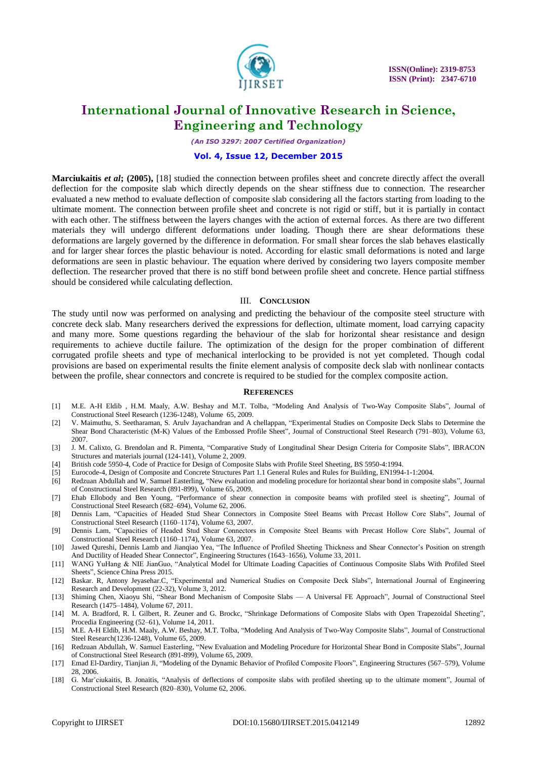**Marciukaitis *et al*; (2005),** [18] studied the connection between profiles sheet and concrete directly affect the overall deflection for the composite slab which directly depends on the shear stiffness due to connection. The researcher evaluated a new method to evaluate deflection of composite slab considering all the factors starting from loading to the ultimate moment. The connection between profile sheet and concrete is not rigid or stiff, but it is partially in contact with each other. The stiffness between the layers changes with the action of external forces. As there are two different materials they will undergo different deformations under loading. Though there are shear deformations these deformations are largely governed by the difference in deformation. For small shear forces the slab behaves elastically and for larger shear forces the plastic behaviour is noted. According for elastic small deformations is noted and large deformations are seen in plastic behaviour. The equation where derived by considering two layers composite member deflection. The researcher proved that there is no stiff bond between profile sheet and concrete. Hence partial stiffness should be considered while calculating deflection.

## III. CONCLUSION

The study until now was performed on analysing and predicting the behaviour of the composite steel structure with concrete deck slab. Many researchers derived the expressions for deflection, ultimate moment, load carrying capacity and many more. Some questions regarding the behaviour of the slab for horizontal shear resistance and design requirements to achieve ductile failure. The optimization of the design for the proper combination of different corrugated profile sheets and type of mechanical interlocking to be provided is not yet completed. Though codal provisions are based on experimental results the finite element analysis of composite deck slab with nonlinear contacts between the profile, shear connectors and concrete is required to be studied for the complex composite action.

## REFERENCES

[1] M.E. A-H Eldib , H.M. Maaly, A.W. Beshay and M.T. Tolba, "Modeling And Analysis of Two-Way Composite Slabs", Journal of Constructional Steel Research (1236-1248), Volume 65, 2009.

[2] V. Maimuthu, S. Seetharaman, S. Arulv Jayachandran and A chellappan, "Experimental Studies on Composite Deck Slabs to Determine the Shear Bond Characteristic (M-K) Values of the Embossed Profile Sheet", Journal of Constructional Steel Research (791–803), Volume 63, 2007.

[3] J. M. Calixto, G. Brendolan and R. Pimenta, "Comparative Study of Longitudinal Shear Design Criteria for Composite Slabs", IBRACON Structures and materials journal (124-141), Volume 2, 2009.

[4] British code 5950-4, Code of Practice for Design of Composite Slabs with Profile Steel Sheeting, BS 5950-4:1994.

[5] Eurocode-4, Design of Composite and Concrete Structures Part 1.1 General Rules and Rules for Building, EN1994-1-1:2004.

[6] Redzuan Abdullah and W. Samuel Easterling, "New evaluation and modeling procedure for horizontal shear bond in composite slabs", Journal of Constructional Steel Research (891-899), Volume 65, 2009.

[7] Ehab Ellobody and Ben Young, "Performance of shear connection in composite beams with profiled steel is sheeting", Journal of Constructional Steel Research (682–694), Volume 62, 2006.

[8] Dennis Lam, "Capacities of Headed Stud Shear Connectors in Composite Steel Beams with Precast Hollow Core Slabs", Journal of Constructional Steel Research (1160–1174), Volume 63, 2007.

[9] Dennis Lam, "Capacities of Headed Stud Shear Connectors in Composite Steel Beams with Precast Hollow Core Slabs", Journal of Constructional Steel Research (1160–1174), Volume 63, 2007.

[10] Jawed Qureshi, Dennis Lamb and Jianqiao Yea, "The Influence of Profiled Sheeting Thickness and Shear Connector's Position on strength And Ductility of Headed Shear Connector", Engineering Structures (1643–1656), Volume 33, 2011.

[11] WANG YuHang & NIE JianGuo, "Analytical Model for Ultimate Loading Capacities of Continuous Composite Slabs With Profiled Steel Sheets", Science China Press 2015.

[12] Baskar. R, Antony Jeyasehar.C, "Experimental and Numerical Studies on Composite Deck Slabs", International Journal of Engineering Research and Development (22-32), Volume 3, 2012.

[13] Shiming Chen, Xiaoyu Shi, "Shear Bond Mechanism of Composite Slabs — A Universal FE Approach", Journal of Constructional Steel Research (1475–1484), Volume 67, 2011.

[14] M. A. Bradford, R. I. Gilbert, R. Zeuner and G. Brockc, "Shrinkage Deformations of Composite Slabs with Open Trapezoidal Sheeting", Procedia Engineering (52–61), Volume 14, 2011.

[15] M.E. A-H Eldib, H.M. Maaly, A.W. Beshay, M.T. Tolba, "Modeling And Analysis of Two-Way Composite Slabs", Journal of Constructional Steel Research(1236-1248), Volume 65, 2009.

[16] Redzuan Abdullah, W. Samuel Easterling, "New Evaluation and Modeling Procedure for Horizontal Shear Bond in Composite Slabs", Journal of Constructional Steel Research (891-899), Volume 65, 2009.

[17] Emad El-Dardiry, Tianjian Ji, "Modeling of the Dynamic Behavior of Profiled Composite Floors", Engineering Structures (567–579), Volume 28, 2006.

[18] G. Marˇciukaitis, B. Jonaitis, "Analysis of deflections of composite slabs with profiled sheeting up to the ultimate moment", Journal of Constructional Steel Research (820–830), Volume 62, 2006.